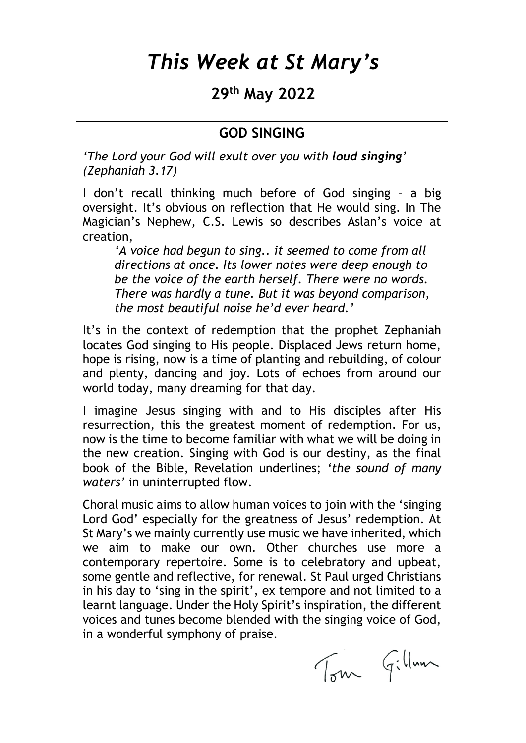# *This Week at St Mary's*

## 29th May 2022

### GOD SINGING

*'The Lord your God will exult over you with **loud singing**' (Zephaniah 3.17)*

I don't recall thinking much before of God singing – a big oversight. It's obvious on reflection that He would sing. In The Magician's Nephew, C.S. Lewis so describes Aslan's voice at creation,

> *'A voice had begun to sing.. it seemed to come from all directions at once. Its lower notes were deep enough to be the voice of the earth herself. There were no words. There was hardly a tune. But it was beyond comparison, the most beautiful noise he'd ever heard.'*

It's in the context of redemption that the prophet Zephaniah locates God singing to His people. Displaced Jews return home, hope is rising, now is a time of planting and rebuilding, of colour and plenty, dancing and joy. Lots of echoes from around our world today, many dreaming for that day.

I imagine Jesus singing with and to His disciples after His resurrection, this the greatest moment of redemption. For us, now is the time to become familiar with what we will be doing in the new creation. Singing with God is our destiny, as the final book of the Bible, Revelation underlines; *'the sound of many waters'* in uninterrupted flow.

Choral music aims to allow human voices to join with the 'singing Lord God' especially for the greatness of Jesus' redemption. At St Mary's we mainly currently use music we have inherited, which we aim to make our own. Other churches use more a contemporary repertoire. Some is to celebratory and upbeat, some gentle and reflective, for renewal. St Paul urged Christians in his day to 'sing in the spirit', ex tempore and not limited to a learnt language. Under the Holy Spirit's inspiration, the different voices and tunes become blended with the singing voice of God, in a wonderful symphony of praise.

Tom Gillum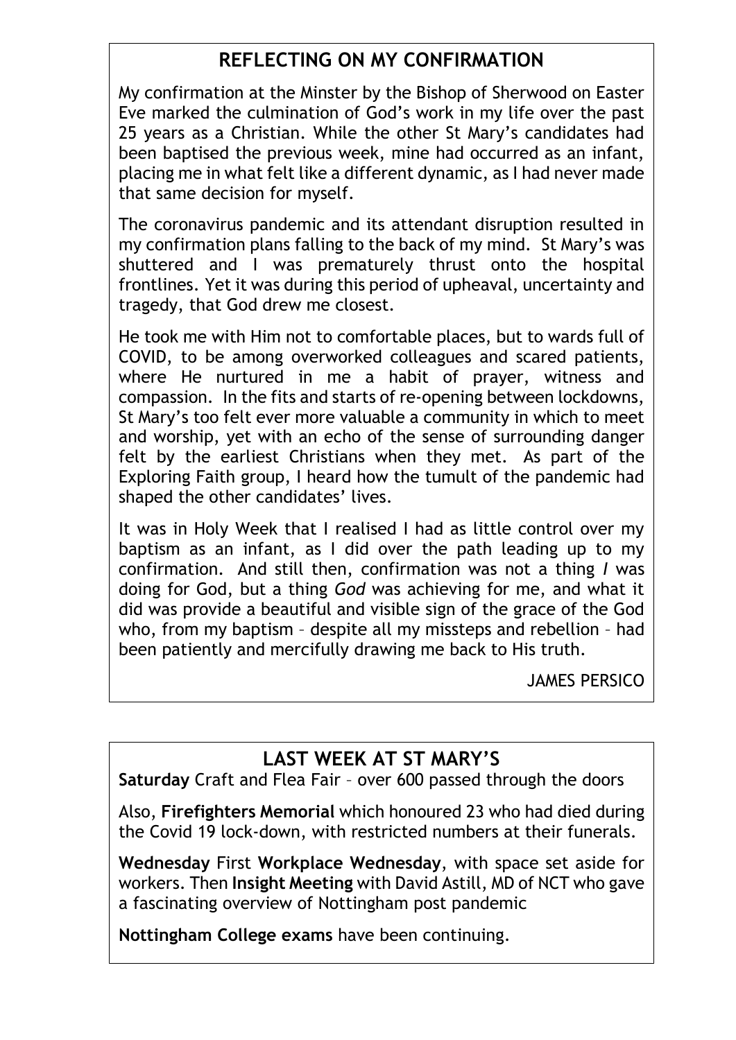## REFLECTING ON MY CONFIRMATION

My confirmation at the Minster by the Bishop of Sherwood on Easter Eve marked the culmination of God's work in my life over the past 25 years as a Christian. While the other St Mary's candidates had been baptised the previous week, mine had occurred as an infant, placing me in what felt like a different dynamic, as I had never made that same decision for myself.

The coronavirus pandemic and its attendant disruption resulted in my confirmation plans falling to the back of my mind. St Mary's was shuttered and I was prematurely thrust onto the hospital frontlines. Yet it was during this period of upheaval, uncertainty and tragedy, that God drew me closest.

He took me with Him not to comfortable places, but to wards full of COVID, to be among overworked colleagues and scared patients, where He nurtured in me a habit of prayer, witness and compassion. In the fits and starts of re-opening between lockdowns, St Mary's too felt ever more valuable a community in which to meet and worship, yet with an echo of the sense of surrounding danger felt by the earliest Christians when they met. As part of the Exploring Faith group, I heard how the tumult of the pandemic had shaped the other candidates' lives.

It was in Holy Week that I realised I had as little control over my baptism as an infant, as I did over the path leading up to my confirmation. And still then, confirmation was not a thing *I* was doing for God, but a thing *God* was achieving for me, and what it did was provide a beautiful and visible sign of the grace of the God who, from my baptism – despite all my missteps and rebellion – had been patiently and mercifully drawing me back to His truth.

JAMES PERSICO

## LAST WEEK AT ST MARY'S

**Saturday** Craft and Flea Fair – over 600 passed through the doors

Also, **Firefighters Memorial** which honoured 23 who had died during the Covid 19 lock-down, with restricted numbers at their funerals.

**Wednesday** First **Workplace Wednesday**, with space set aside for workers. Then **Insight Meeting** with David Astill, MD of NCT who gave a fascinating overview of Nottingham post pandemic

**Nottingham College exams** have been continuing.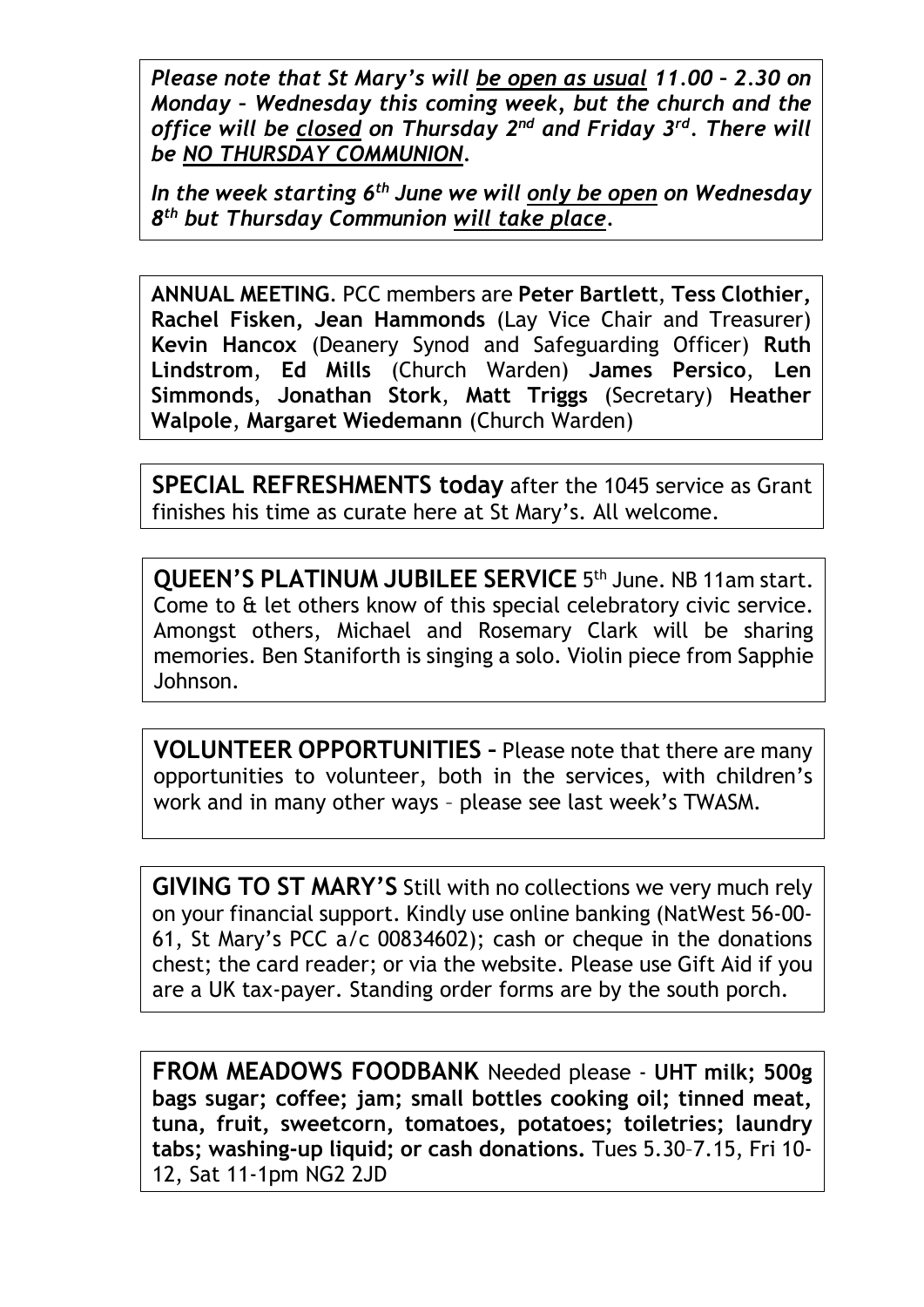***Please note that St Mary's will <u>be open as usual</u> 11.00 – 2.30 on Monday – Wednesday this coming week, but the church and the office will be <u>closed</u> on Thursday 2nd and Friday 3rd. There will be <u>NO THURSDAY COMMUNION</u>.***

***In the week starting 6th June we will <u>only be open</u> on Wednesday 8th but Thursday Communion <u>will take place</u>.***

**ANNUAL MEETING**. PCC members are **Peter Bartlett**, **Tess Clothier, Rachel Fisken, Jean Hammonds** (Lay Vice Chair and Treasurer) **Kevin Hancox** (Deanery Synod and Safeguarding Officer) **Ruth Lindstrom**, **Ed Mills** (Church Warden) **James Persico**, **Len Simmonds**, **Jonathan Stork**, **Matt Triggs** (Secretary) **Heather Walpole**, **Margaret Wiedemann** (Church Warden)

**SPECIAL REFRESHMENTS today** after the 1045 service as Grant finishes his time as curate here at St Mary's. All welcome.

**QUEEN'S PLATINUM JUBILEE SERVICE** 5th June. NB 11am start. Come to & let others know of this special celebratory civic service. Amongst others, Michael and Rosemary Clark will be sharing memories. Ben Staniforth is singing a solo. Violin piece from Sapphie Johnson.

**VOLUNTEER OPPORTUNITIES –** Please note that there are many opportunities to volunteer, both in the services, with children's work and in many other ways – please see last week's TWASM.

**GIVING TO ST MARY'S** Still with no collections we very much rely on your financial support. Kindly use online banking (NatWest 56-00-61, St Mary's PCC a/c 00834602); cash or cheque in the donations chest; the card reader; or via the website. Please use Gift Aid if you are a UK tax-payer. Standing order forms are by the south porch.

**FROM MEADOWS FOODBANK** Needed please - **UHT milk; 500g bags sugar; coffee; jam; small bottles cooking oil; tinned meat, tuna, fruit, sweetcorn, tomatoes, potatoes; toiletries; laundry tabs; washing-up liquid; or cash donations.** Tues 5.30–7.15, Fri 10-12, Sat 11-1pm NG2 2JD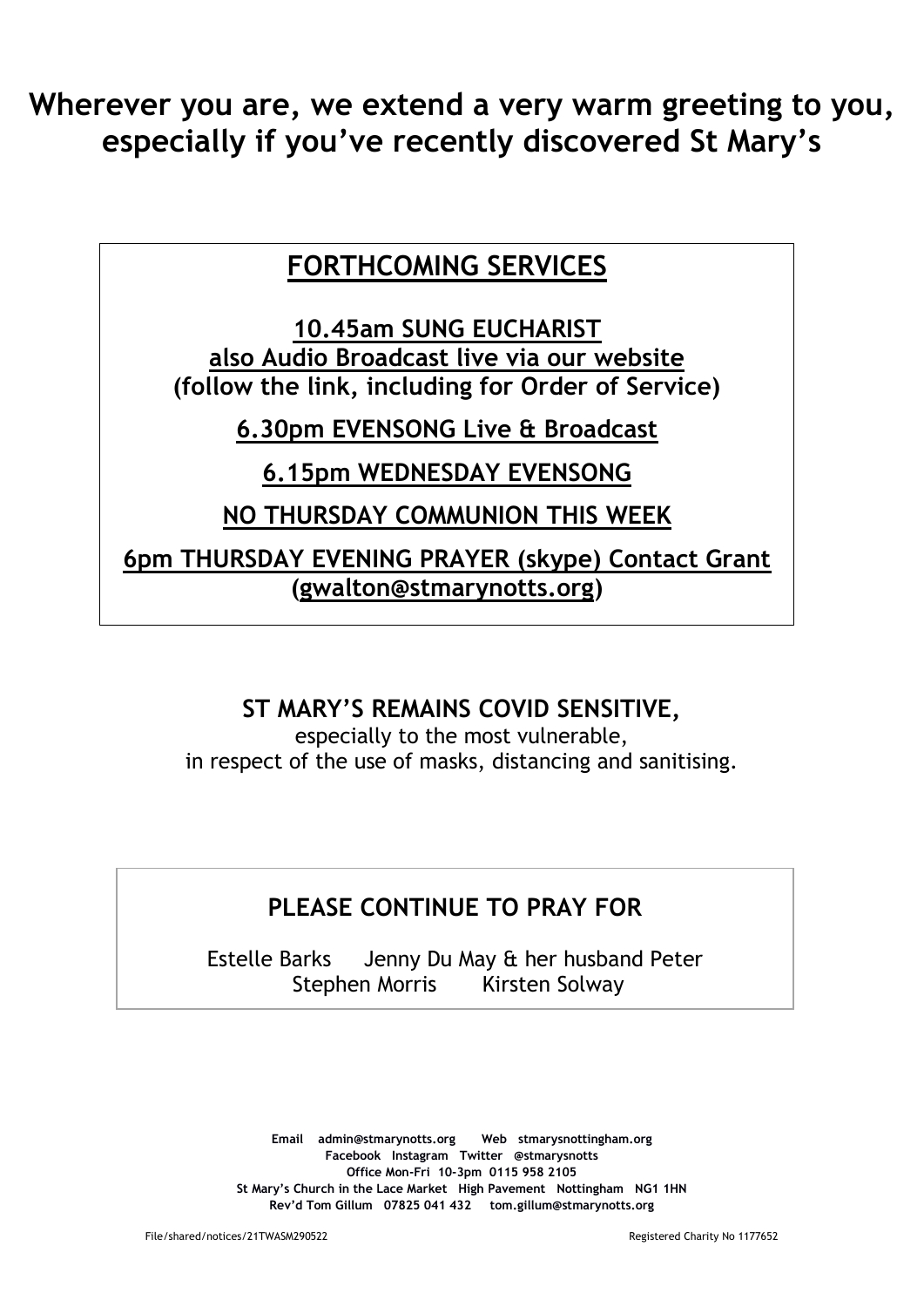# Wherever you are, we extend a very warm greeting to you, especially if you've recently discovered St Mary's

## FORTHCOMING SERVICES

**10.45am SUNG EUCHARIST**
**also Audio Broadcast live via our website**
**(follow the link, including for Order of Service)**

**6.30pm EVENSONG Live & Broadcast**

**6.15pm WEDNESDAY EVENSONG**

**NO THURSDAY COMMUNION THIS WEEK**

**6pm THURSDAY EVENING PRAYER (skype) Contact Grant (gwalton@stmarynotts.org)**

**ST MARY'S REMAINS COVID SENSITIVE,**
especially to the most vulnerable,
in respect of the use of masks, distancing and sanitising.

## PLEASE CONTINUE TO PRAY FOR

Estelle Barks     Jenny Du May & her husband Peter
Stephen Morris     Kirsten Solway

**Email admin@stmarynotts.org   Web stmarysnottingham.org**
**Facebook Instagram Twitter @stmarysnotts**
**Office Mon-Fri 10-3pm 0115 958 2105**
**St Mary's Church in the Lace Market High Pavement Nottingham NG1 1HN**
**Rev'd Tom Gillum 07825 041 432 tom.gillum@stmarynotts.org**

File/shared/notices/21TWASM290522     Registered Charity No 1177652